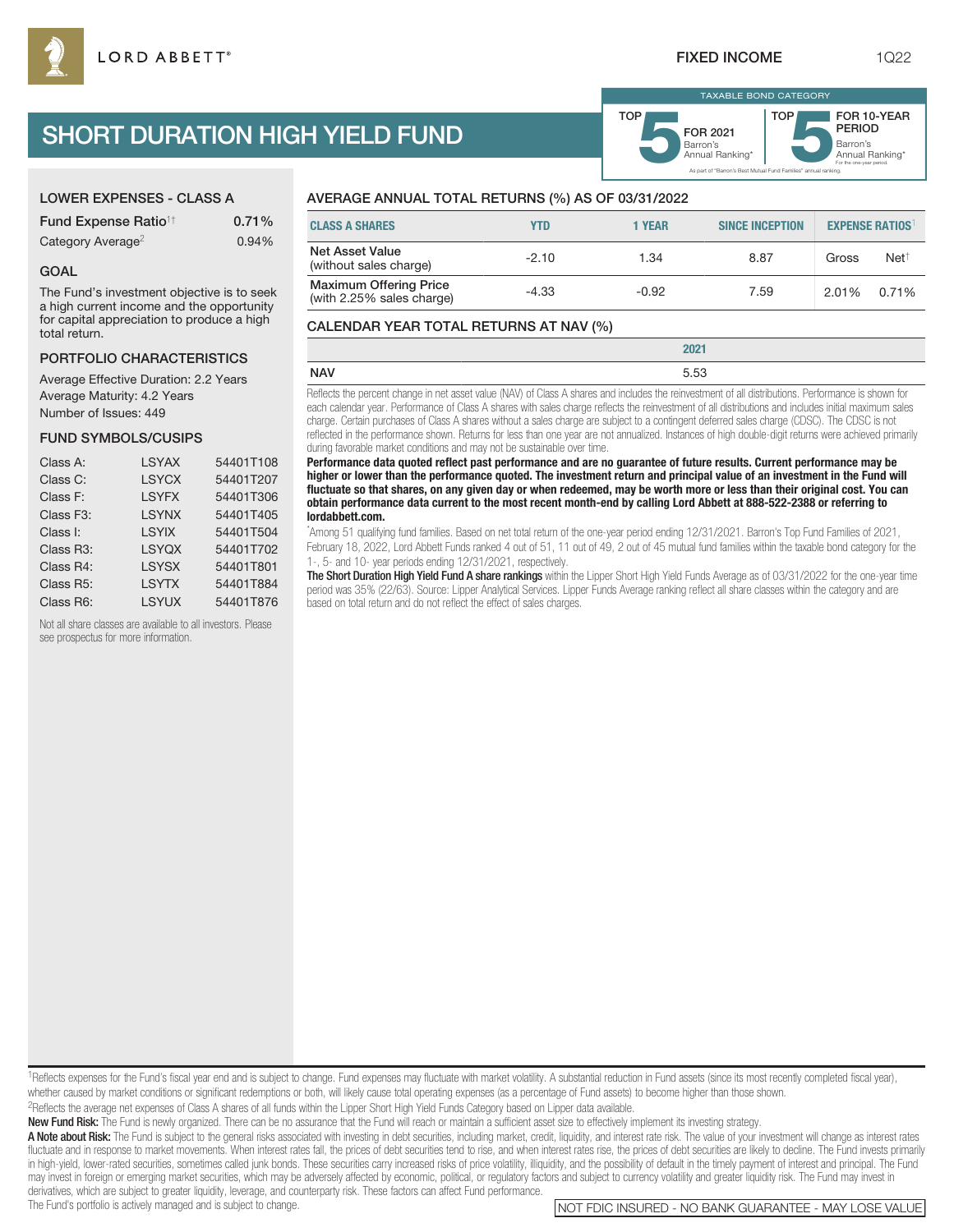LORD ABBETT®

FIXED INCOME 1Q22

# SHORT DURATION HIGH YIELD FUND

TAXABLE BOND CATEGORY

TOP 5 FOR 2021 Barron's Annual Ranking*

TOP 5 FOR 10-YEAR PERIOD Barron's Annual Ranking* For the one-year period.

As part of "Barron's Best Mutual Fund Families" annual ranking.

## LOWER EXPENSES - CLASS A

| | |
|---|---|
| Fund Expense Ratio[1†] | 0.71% |
| Category Average[2] | 0.94% |

## GOAL

The Fund's investment objective is to seek a high current income and the opportunity for capital appreciation to produce a high total return.

## PORTFOLIO CHARACTERISTICS

Average Effective Duration: 2.2 Years
Average Maturity: 4.2 Years
Number of Issues: 449

## FUND SYMBOLS/CUSIPS

| | | |
|---|---|---|
| Class A: | LSYAX | 54401T108 |
| Class C: | LSYCX | 54401T207 |
| Class F: | LSYFX | 54401T306 |
| Class F3: | LSYNX | 54401T405 |
| Class I: | LSYIX | 54401T504 |
| Class R3: | LSYQX | 54401T702 |
| Class R4: | LSYSX | 54401T801 |
| Class R5: | LSYTX | 54401T884 |
| Class R6: | LSYUX | 54401T876 |

Not all share classes are available to all investors. Please see prospectus for more information.

## AVERAGE ANNUAL TOTAL RETURNS (%) AS OF 03/31/2022

| CLASS A SHARES | YTD | 1 YEAR | SINCE INCEPTION | EXPENSE RATIOS[1] | |
|---|---|---|---|---|---|
| Net Asset Value (without sales charge) | -2.10 | 1.34 | 8.87 | Gross | Net[†] |
| Maximum Offering Price (with 2.25% sales charge) | -4.33 | -0.92 | 7.59 | 2.01% | 0.71% |

## CALENDAR YEAR TOTAL RETURNS AT NAV (%)

| | 2021 |
|---|---|
| NAV | 5.53 |

Reflects the percent change in net asset value (NAV) of Class A shares and includes the reinvestment of all distributions. Performance is shown for each calendar year. Performance of Class A shares with sales charge reflects the reinvestment of all distributions and includes initial maximum sales charge. Certain purchases of Class A shares without a sales charge are subject to a contingent deferred sales charge (CDSC). The CDSC is not reflected in the performance shown. Returns for less than one year are not annualized. Instances of high double-digit returns were achieved primarily during favorable market conditions and may not be sustainable over time.

**Performance data quoted reflect past performance and are no guarantee of future results. Current performance may be higher or lower than the performance quoted. The investment return and principal value of an investment in the Fund will fluctuate so that shares, on any given day or when redeemed, may be worth more or less than their original cost. You can obtain performance data current to the most recent month-end by calling Lord Abbett at 888-522-2388 or referring to lordabbett.com.**

*Among 51 qualifying fund families. Based on net total return of the one-year period ending 12/31/2021. Barron's Top Fund Families of 2021, February 18, 2022, Lord Abbett Funds ranked 4 out of 51, 11 out of 49, 2 out of 45 mutual fund families within the taxable bond category for the 1-, 5- and 10- year periods ending 12/31/2021, respectively.

**The Short Duration High Yield Fund A share rankings** within the Lipper Short High Yield Funds Average as of 03/31/2022 for the one-year time period was 35% (22/63). Source: Lipper Analytical Services. Lipper Funds Average ranking reflect all share classes within the category and are based on total return and do not reflect the effect of sales charges.

[1]Reflects expenses for the Fund's fiscal year end and is subject to change. Fund expenses may fluctuate with market volatility. A substantial reduction in Fund assets (since its most recently completed fiscal year), whether caused by market conditions or significant redemptions or both, will likely cause total operating expenses (as a percentage of Fund assets) to become higher than those shown.

[2]Reflects the average net expenses of Class A shares of all funds within the Lipper Short High Yield Funds Category based on Lipper data available.

**New Fund Risk:** The Fund is newly organized. There can be no assurance that the Fund will reach or maintain a sufficient asset size to effectively implement its investing strategy.

**A Note about Risk:** The Fund is subject to the general risks associated with investing in debt securities, including market, credit, liquidity, and interest rate risk. The value of your investment will change as interest rates fluctuate and in response to market movements. When interest rates fall, the prices of debt securities tend to rise, and when interest rates rise, the prices of debt securities are likely to decline. The Fund invests primarily in high-yield, lower-rated securities, sometimes called junk bonds. These securities carry increased risks of price volatility, illiquidity, and the possibility of default in the timely payment of interest and principal. The Fund may invest in foreign or emerging market securities, which may be adversely affected by economic, political, or regulatory factors and subject to currency volatility and greater liquidity risk. The Fund may invest in derivatives, which are subject to greater liquidity, leverage, and counterparty risk. These factors can affect Fund performance.

The Fund's portfolio is actively managed and is subject to change.

NOT FDIC INSURED - NO BANK GUARANTEE - MAY LOSE VALUE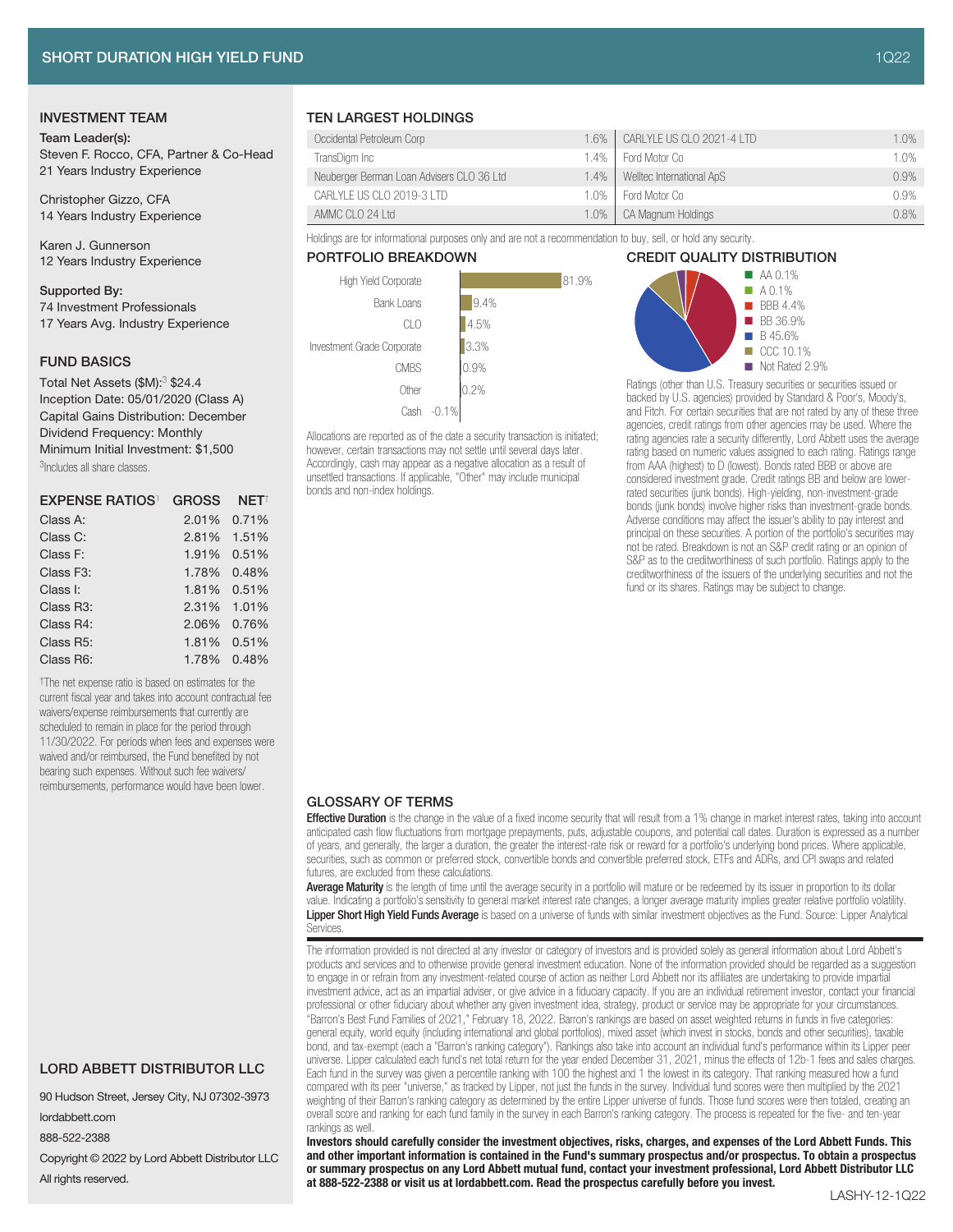## INVESTMENT TEAM

**Team Leader(s):**
Steven F. Rocco, CFA, Partner & Co-Head
21 Years Industry Experience

Christopher Gizzo, CFA
14 Years Industry Experience

Karen J. Gunnerson
12 Years Industry Experience

**Supported By:**
74 Investment Professionals
17 Years Avg. Industry Experience

## FUND BASICS

Total Net Assets ($M):[3] $24.4
Inception Date: 05/01/2020 (Class A)
Capital Gains Distribution: December
Dividend Frequency: Monthly
Minimum Initial Investment: $1,500

[3]Includes all share classes.

| EXPENSE RATIOS[†] | GROSS | NET[†] |
|---|---|---|
| Class A: | 2.01% | 0.71% |
| Class C: | 2.81% | 1.51% |
| Class F: | 1.91% | 0.51% |
| Class F3: | 1.78% | 0.48% |
| Class I: | 1.81% | 0.51% |
| Class R3: | 2.31% | 1.01% |
| Class R4: | 2.06% | 0.76% |
| Class R5: | 1.81% | 0.51% |
| Class R6: | 1.78% | 0.48% |

[†]The net expense ratio is based on estimates for the current fiscal year and takes into account contractual fee waivers/expense reimbursements that currently are scheduled to remain in place for the period through 11/30/2022. For periods when fees and expenses were waived and/or reimbursed, the Fund benefited by not bearing such expenses. Without such fee waivers/reimbursements, performance would have been lower.

## TEN LARGEST HOLDINGS

| | | | |
|---|---|---|---|
| Occidental Petroleum Corp | 1.6% | CARLYLE US CLO 2021-4 LTD | 1.0% |
| TransDigm Inc | 1.4% | Ford Motor Co | 1.0% |
| Neuberger Berman Loan Advisers CLO 36 Ltd | 1.4% | Welltec International ApS | 0.9% |
| CARLYLE US CLO 2019-3 LTD | 1.0% | Ford Motor Co | 0.9% |
| AMMC CLO 24 Ltd | 1.0% | CA Magnum Holdings | 0.8% |

Holdings are for informational purposes only and are not a recommendation to buy, sell, or hold any security.

## PORTFOLIO BREAKDOWN

High Yield Corporate 81.9%
Bank Loans 9.4%
CLO 4.5%
Investment Grade Corporate 3.3%
CMBS 0.9%
Other 0.2%
Cash -0.1%

Allocations are reported as of the date a security transaction is initiated; however, certain transactions may not settle until several days later. Accordingly, cash may appear as a negative allocation as a result of unsettled transactions. If applicable, "Other" may include municipal bonds and non-index holdings.

## CREDIT QUALITY DISTRIBUTION

AA 0.1%
A 0.1%
BBB 4.4%
BB 36.9%
B 45.6%
CCC 10.1%
Not Rated 2.9%

Ratings (other than U.S. Treasury securities or securities issued or backed by U.S. agencies) provided by Standard & Poor's, Moody's, and Fitch. For certain securities that are not rated by any of these three agencies, credit ratings from other agencies may be used. Where the rating agencies rate a security differently, Lord Abbett uses the average rating based on numeric values assigned to each rating. Ratings range from AAA (highest) to D (lowest). Bonds rated BBB or above are considered investment grade. Credit ratings BB and below are lower-rated securities (junk bonds). High-yielding, non-investment-grade bonds (junk bonds) involve higher risks than investment-grade bonds. Adverse conditions may affect the issuer's ability to pay interest and principal on these securities. A portion of the portfolio's securities may not be rated. Breakdown is not an S&P credit rating or an opinion of S&P as to the creditworthiness of such portfolio. Ratings apply to the creditworthiness of the issuers of the underlying securities and not the fund or its shares. Ratings may be subject to change.

## GLOSSARY OF TERMS

**Effective Duration** is the change in the value of a fixed income security that will result from a 1% change in market interest rates, taking into account anticipated cash flow fluctuations from mortgage prepayments, puts, adjustable coupons, and potential call dates. Duration is expressed as a number of years, and generally, the larger a duration, the greater the interest-rate risk or reward for a portfolio's underlying bond prices. Where applicable, securities, such as common or preferred stock, convertible bonds and convertible preferred stock, ETFs and ADRs, and CPI swaps and related futures, are excluded from these calculations.

**Average Maturity** is the length of time until the average security in a portfolio will mature or be redeemed by its issuer in proportion to its dollar value. Indicating a portfolio's sensitivity to general market interest rate changes, a longer average maturity implies greater relative portfolio volatility.

**Lipper Short High Yield Funds Average** is based on a universe of funds with similar investment objectives as the Fund. Source: Lipper Analytical Services.

The information provided is not directed at any investor or category of investors and is provided solely as general information about Lord Abbett's products and services and to otherwise provide general investment education. None of the information provided should be regarded as a suggestion to engage in or refrain from any investment-related course of action as neither Lord Abbett nor its affiliates are undertaking to provide impartial investment advice, act as an impartial adviser, or give advice in a fiduciary capacity. If you are an individual retirement investor, contact your financial professional or other fiduciary about whether any given investment idea, strategy, product or service may be appropriate for your circumstances.

"Barron's Best Fund Families of 2021," February 18, 2022. Barron's rankings are based on asset weighted returns in funds in five categories: general equity, world equity (including international and global portfolios), mixed asset (which invest in stocks, bonds and other securities), taxable bond, and tax-exempt (each a "Barron's ranking category"). Rankings also take into account an individual fund's performance within its Lipper peer universe. Lipper calculated each fund's net total return for the year ended December 31, 2021, minus the effects of 12b-1 fees and sales charges. Each fund in the survey was given a percentile ranking with 100 the highest and 1 the lowest in its category. That ranking measured how a fund compared with its peer "universe," as tracked by Lipper, not just the funds in the survey. Individual fund scores were then multiplied by the 2021 weighting of their Barron's ranking category as determined by the entire Lipper universe of funds. Those fund scores were then totaled, creating an overall score and ranking for each fund family in the survey in each Barron's ranking category. The process is repeated for the five- and ten-year rankings as well.

**Investors should carefully consider the investment objectives, risks, charges, and expenses of the Lord Abbett Funds. This and other important information is contained in the Fund's summary prospectus and/or prospectus. To obtain a prospectus or summary prospectus on any Lord Abbett mutual fund, contact your investment professional, Lord Abbett Distributor LLC at 888-522-2388 or visit us at lordabbett.com. Read the prospectus carefully before you invest.**

## LORD ABBETT DISTRIBUTOR LLC

90 Hudson Street, Jersey City, NJ 07302-3973

lordabbett.com

888-522-2388

Copyright © 2022 by Lord Abbett Distributor LLC
All rights reserved.

LASHY-12-1Q22